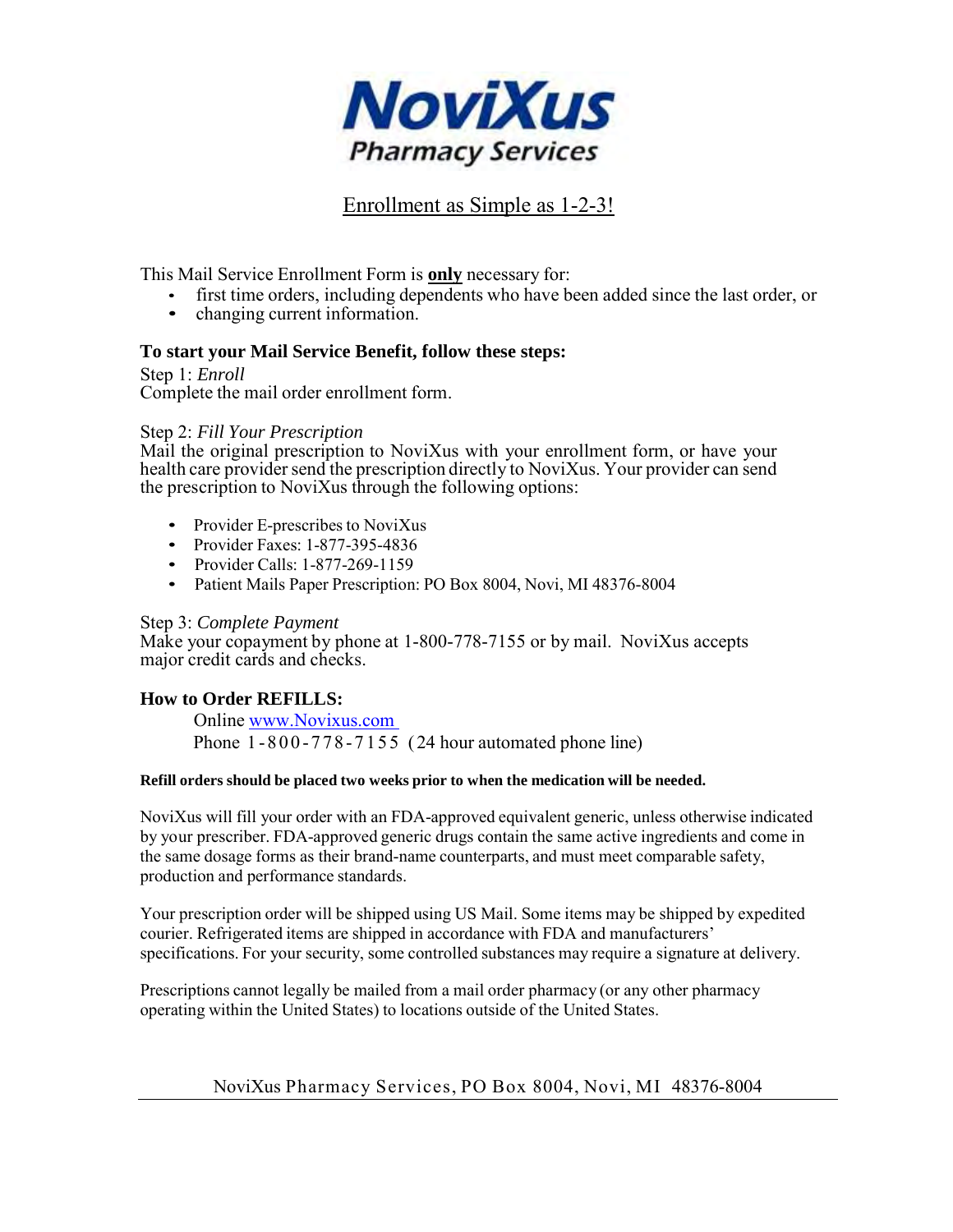# NoviXus
## Pharmacy Services

Enrollment as Simple as 1-2-3!

This Mail Service Enrollment Form is **only** necessary for:

- first time orders, including dependents who have been added since the last order, or
- changing current information.

**To start your Mail Service Benefit, follow these steps:**

Step 1: *Enroll*
Complete the mail order enrollment form.

Step 2: *Fill Your Prescription*
Mail the original prescription to NoviXus with your enrollment form, or have your health care provider send the prescription directly to NoviXus. Your provider can send the prescription to NoviXus through the following options:

- Provider E-prescribes to NoviXus
- Provider Faxes: 1-877-395-4836
- Provider Calls: 1-877-269-1159
- Patient Mails Paper Prescription: PO Box 8004, Novi, MI 48376-8004

Step 3: *Complete Payment*
Make your copayment by phone at 1-800-778-7155 or by mail. NoviXus accepts major credit cards and checks.

**How to Order REFILLS:**

Online www.Novixus.com
Phone 1-800-778-7155 (24 hour automated phone line)

**Refill orders should be placed two weeks prior to when the medication will be needed.**

NoviXus will fill your order with an FDA-approved equivalent generic, unless otherwise indicated by your prescriber. FDA-approved generic drugs contain the same active ingredients and come in the same dosage forms as their brand-name counterparts, and must meet comparable safety, production and performance standards.

Your prescription order will be shipped using US Mail. Some items may be shipped by expedited courier. Refrigerated items are shipped in accordance with FDA and manufacturers' specifications. For your security, some controlled substances may require a signature at delivery.

Prescriptions cannot legally be mailed from a mail order pharmacy (or any other pharmacy operating within the United States) to locations outside of the United States.

NoviXus Pharmacy Services, PO Box 8004, Novi, MI 48376-8004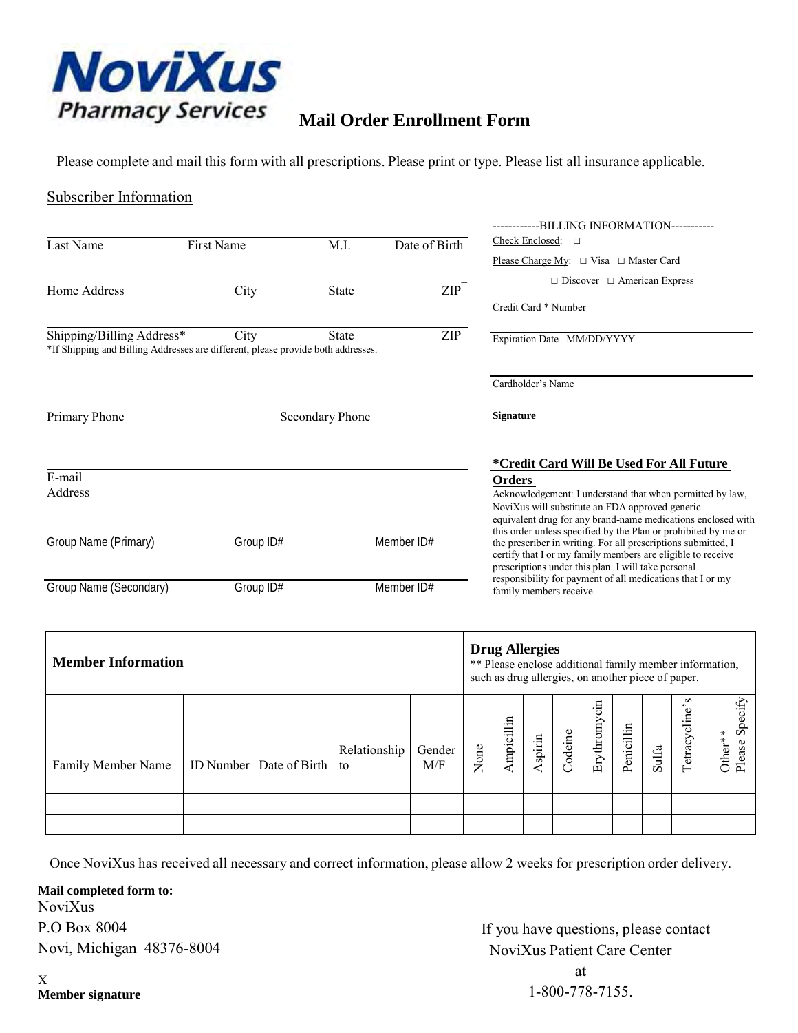NoviXus Pharmacy Services

# Mail Order Enrollment Form

Please complete and mail this form with all prescriptions. Please print or type. Please list all insurance applicable.

## Subscriber Information

Last Name First Name M.I. Date of Birth

Home Address City State ZIP

Shipping/Billing Address* City State ZIP

*If Shipping and Billing Addresses are different, please provide both addresses.

Primary Phone Secondary Phone

E-mail Address

Group Name (Primary) Group ID# Member ID#

Group Name (Secondary) Group ID# Member ID#

------------BILLING INFORMATION-----------

Check Enclosed: □

Please Charge My: □ Visa □ Master Card □ Discover □ American Express

Credit Card * Number

Expiration Date MM/DD/YYYY

Cardholder's Name

**Signature**

**\*Credit Card Will Be Used For All Future Orders**

Acknowledgement: I understand that when permitted by law, NoviXus will substitute an FDA approved generic equivalent drug for any brand-name medications enclosed with this order unless specified by the Plan or prohibited by me or the prescriber in writing. For all prescriptions submitted, I certify that I or my family members are eligible to receive prescriptions under this plan. I will take personal responsibility for payment of all medications that I or my family members receive.

| **Member Information** | | | | | **Drug Allergies** ** Please enclose additional family member information, such as drug allergies, on another piece of paper. | | | | | | | | |
|---|---|---|---|---|---|---|---|---|---|---|---|---|---|
| Family Member Name | ID Number | Date of Birth | Relationship to | Gender M/F | None | Ampicillin | Aspirin | Codeine | Erythromycin | Penicillin | Sulfa | Tetracycline's | Other** Please Specify |
| | | | | | | | | | | | | | |
| | | | | | | | | | | | | | |
| | | | | | | | | | | | | | |

Once NoviXus has received all necessary and correct information, please allow 2 weeks for prescription order delivery.

**Mail completed form to:**
NoviXus
P.O Box 8004
Novi, Michigan 48376-8004

X\_\_\_\_\_\_\_\_\_\_\_\_\_\_\_\_\_\_\_\_\_\_\_\_\_\_\_\_\_\_\_\_\_\_\_\_\_\_\_\_\_\_\_\_

**Member signature**

If you have questions, please contact NoviXus Patient Care Center at 1-800-778-7155.